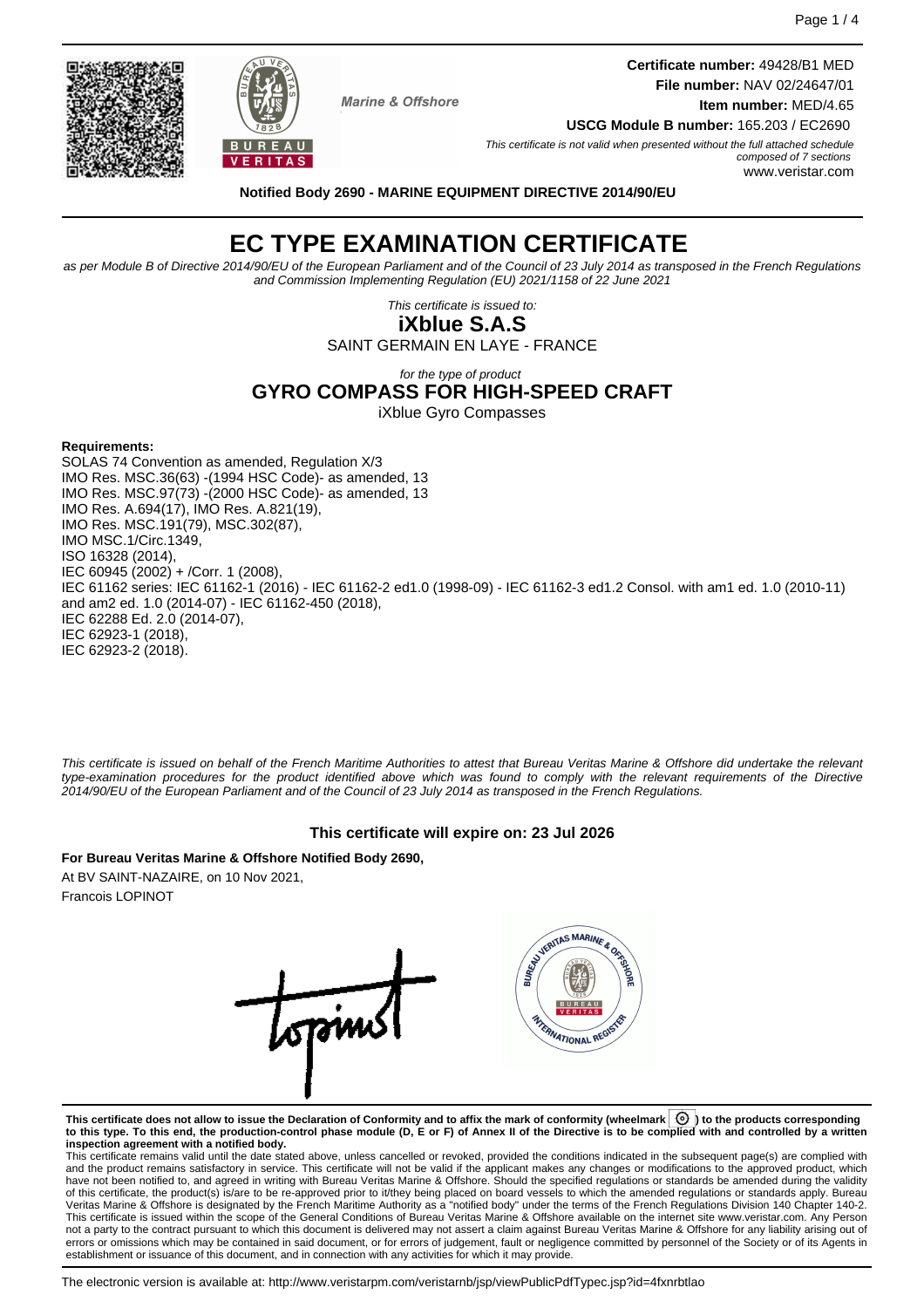Marine & Offshore

**Certificate number:** 49428/B1 MED
**File number:** NAV 02/24647/01
**Item number:** MED/4.65
**USCG Module B number:** 165.203 / EC2690

*This certificate is not valid when presented without the full attached schedule composed of 7 sections*
www.veristar.com

**Notified Body 2690 - MARINE EQUIPMENT DIRECTIVE 2014/90/EU**

# EC TYPE EXAMINATION CERTIFICATE

*as per Module B of Directive 2014/90/EU of the European Parliament and of the Council of 23 July 2014 as transposed in the French Regulations and Commission Implementing Regulation (EU) 2021/1158 of 22 June 2021*

*This certificate is issued to:*

**iXblue S.A.S**

SAINT GERMAIN EN LAYE - FRANCE

*for the type of product*

## GYRO COMPASS FOR HIGH-SPEED CRAFT

iXblue Gyro Compasses

**Requirements:**

SOLAS 74 Convention as amended, Regulation X/3
IMO Res. MSC.36(63) -(1994 HSC Code)- as amended, 13
IMO Res. MSC.97(73) -(2000 HSC Code)- as amended, 13
IMO Res. A.694(17), IMO Res. A.821(19),
IMO Res. MSC.191(79), MSC.302(87),
IMO MSC.1/Circ.1349,
ISO 16328 (2014),
IEC 60945 (2002) + /Corr. 1 (2008),
IEC 61162 series: IEC 61162-1 (2016) - IEC 61162-2 ed1.0 (1998-09) - IEC 61162-3 ed1.2 Consol. with am1 ed. 1.0 (2010-11) and am2 ed. 1.0 (2014-07) - IEC 61162-450 (2018),
IEC 62288 Ed. 2.0 (2014-07),
IEC 62923-1 (2018),
IEC 62923-2 (2018).

*This certificate is issued on behalf of the French Maritime Authorities to attest that Bureau Veritas Marine & Offshore did undertake the relevant type-examination procedures for the product identified above which was found to comply with the relevant requirements of the Directive 2014/90/EU of the European Parliament and of the Council of 23 July 2014 as transposed in the French Regulations.*

**This certificate will expire on: 23 Jul 2026**

**For Bureau Veritas Marine & Offshore Notified Body 2690,**
At BV SAINT-NAZAIRE, on 10 Nov 2021,
Francois LOPINOT

**This certificate does not allow to issue the Declaration of Conformity and to affix the mark of conformity (wheelmark) to the products corresponding to this type. To this end, the production-control phase module (D, E or F) of Annex II of the Directive is to be complied with and controlled by a written inspection agreement with a notified body.**

This certificate remains valid until the date stated above, unless cancelled or revoked, provided the conditions indicated in the subsequent page(s) are complied with and the product remains satisfactory in service. This certificate will not be valid if the applicant makes any changes or modifications to the approved product, which have not been notified to, and agreed in writing with Bureau Veritas Marine & Offshore. Should the specified regulations or standards be amended during the validity of this certificate, the product(s) is/are to be re-approved prior to it/they being placed on board vessels to which the amended regulations or standards apply. Bureau Veritas Marine & Offshore is designated by the French Maritime Authority as a "notified body" under the terms of the French Regulations Division 140 Chapter 140-2. This certificate is issued within the scope of the General Conditions of Bureau Veritas Marine & Offshore available on the internet site www.veristar.com. Any Person not a party to the contract pursuant to which this document is delivered may not assert a claim against Bureau Veritas Marine & Offshore for any liability arising out of errors or omissions which may be contained in said document, or for errors of judgement, fault or negligence committed by personnel of the Society or of its Agents in establishment or issuance of this document, and in connection with any activities for which it may provide.

The electronic version is available at: http://www.veristarpm.com/veristarnb/jsp/viewPublicPdfTypec.jsp?id=4fxnrbtlao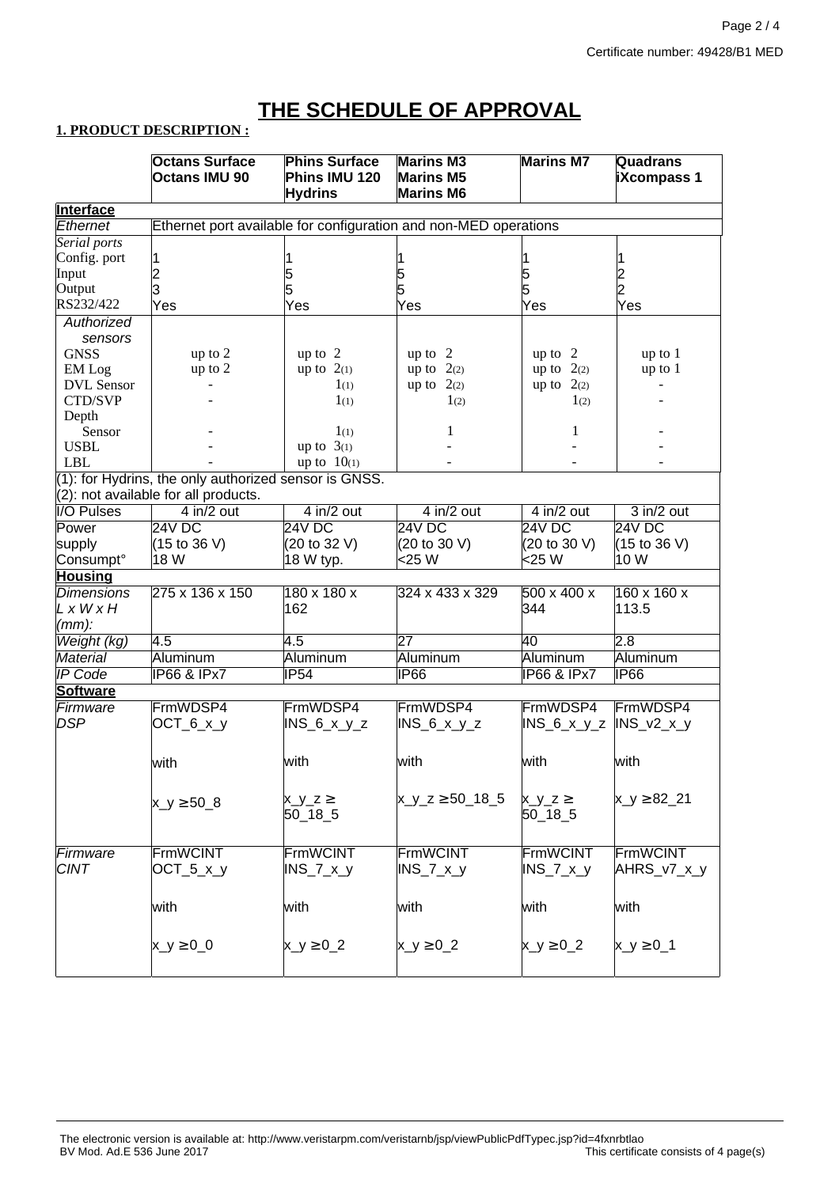Certificate number: 49428/B1 MED

# THE SCHEDULE OF APPROVAL

**1. PRODUCT DESCRIPTION :**

| | **Octans Surface Octans IMU 90** | **Phins Surface Phins IMU 120 Hydrins** | **Marins M3 Marins M5 Marins M6** | **Marins M7** | **Quadrans iXcompass 1** |
|---|---|---|---|---|---|
| **Interface** | | | | | |
| *Ethernet* | Ethernet port available for configuration and non-MED operations | | | | |
| *Serial ports* | | | | | |
| Config. port | 1 | 1 | 1 | 1 | 1 |
| Input | 2 | 5 | 5 | 5 | 2 |
| Output | 3 | 5 | 5 | 5 | 2 |
| RS232/422 | Yes | Yes | Yes | Yes | Yes |
| *Authorized sensors* | | | | | |
| GNSS | up to 2 | up to 2 | up to 2 | up to 2 | up to 1 |
| EM Log | up to 2 | up to 2(1) | up to 2(2) | up to 2(2) | up to 1 |
| DVL Sensor | - | 1(1) | up to 2(2) | up to 2(2) | - |
| CTD/SVP | - | 1(1) | 1(2) | 1(2) | - |
| Depth Sensor | - | 1(1) | 1 | 1 | - |
| USBL | - | up to 3(1) | - | - | - |
| LBL | - | up to 10(1) | - | - | - |
| (1): for Hydrins, the only authorized sensor is GNSS. (2): not available for all products. | | | | | |
| I/O Pulses | 4 in/2 out | 4 in/2 out | 4 in/2 out | 4 in/2 out | 3 in/2 out |
| Power supply Consumpt° | 24V DC (15 to 36 V) 18 W | 24V DC (20 to 32 V) 18 W typ. | 24V DC (20 to 30 V) <25 W | 24V DC (20 to 30 V) <25 W | 24V DC (15 to 36 V) 10 W |
| **Housing** | | | | | |
| *Dimensions L x W x H (mm):* | 275 x 136 x 150 | 180 x 180 x 162 | 324 x 433 x 329 | 500 x 400 x 344 | 160 x 160 x 113.5 |
| *Weight (kg)* | 4.5 | 4.5 | 27 | 40 | 2.8 |
| *Material* | Aluminum | Aluminum | Aluminum | Aluminum | Aluminum |
| *IP Code* | IP66 & IPx7 | IP54 | IP66 | IP66 & IPx7 | IP66 |
| **Software** | | | | | |
| *Firmware DSP* | FrmWDSP4 OCT_6_x_y with x_y ≥ 50_8 | FrmWDSP4 INS_6_x_y_z with x_y_z ≥ 50_18_5 | FrmWDSP4 INS_6_x_y_z with x_y_z ≥ 50_18_5 | FrmWDSP4 INS_6_x_y_z with x_y_z ≥ 50_18_5 | FrmWDSP4 INS_v2_x_y with x_y ≥ 82_21 |
| *Firmware CINT* | FrmWCINT OCT_5_x_y with x_y ≥ 0_0 | FrmWCINT INS_7_x_y with x_y ≥ 0_2 | FrmWCINT INS_7_x_y with x_y ≥ 0_2 | FrmWCINT INS_7_x_y with x_y ≥ 0_2 | FrmWCINT AHRS_v7_x_y with x_y ≥ 0_1 |

The electronic version is available at: http://www.veristarpm.com/veristarnb/jsp/viewPublicPdfTypec.jsp?id=4fxnrbtlao
BV Mod. Ad.E 536 June 2017
This certificate consists of 4 page(s)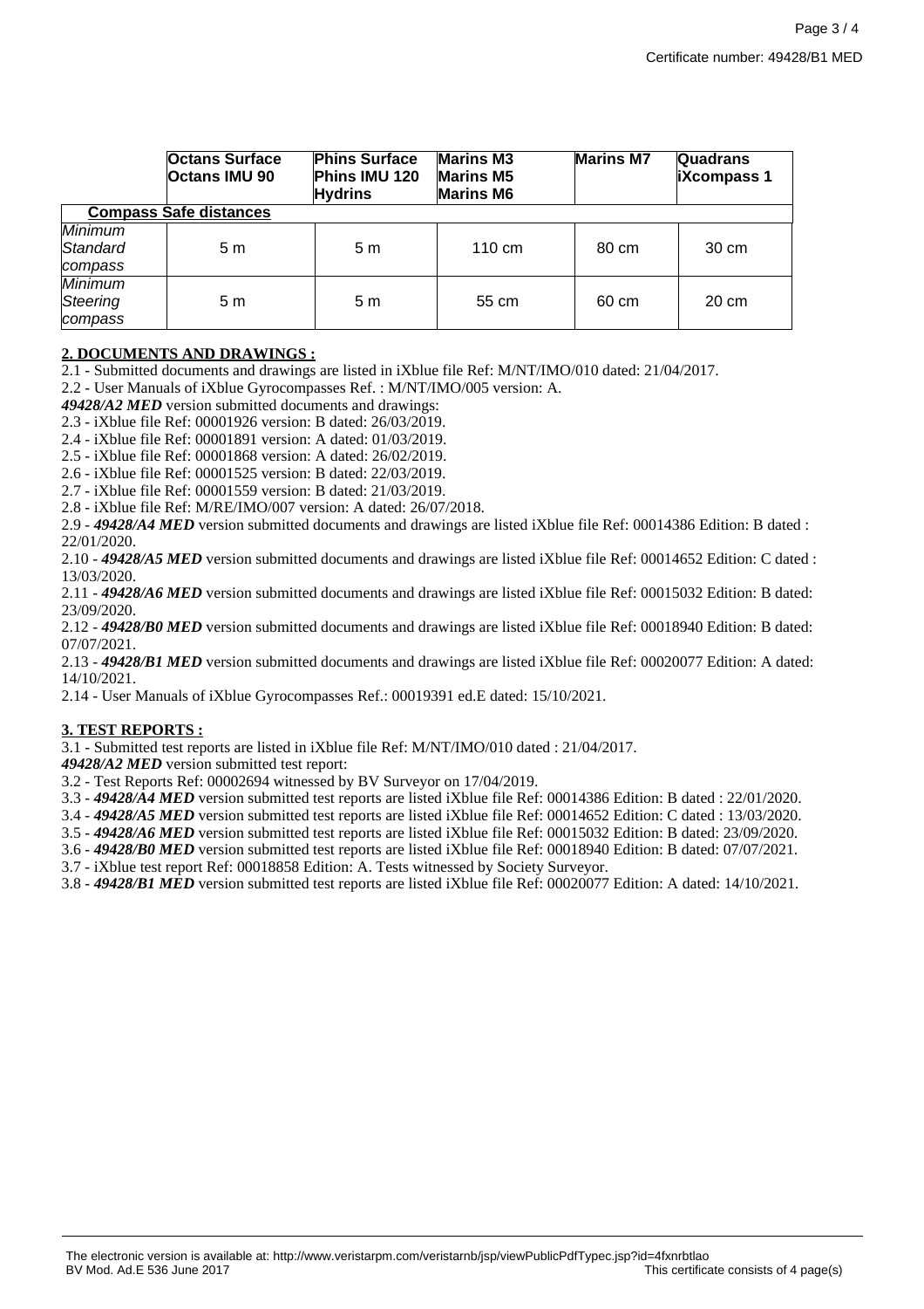| | **Octans Surface Octans IMU 90** | **Phins Surface Phins IMU 120 Hydrins** | **Marins M3 Marins M5 Marins M6** | **Marins M7** | **Quadrans iXcompass 1** |
|---|---|---|---|---|---|
| **Compass Safe distances** | | | | | |
| *Minimum Standard compass* | 5 m | 5 m | 110 cm | 80 cm | 30 cm |
| *Minimum Steering compass* | 5 m | 5 m | 55 cm | 60 cm | 20 cm |

**2. DOCUMENTS AND DRAWINGS :**

2.1 - Submitted documents and drawings are listed in iXblue file Ref: M/NT/IMO/010 dated: 21/04/2017.

2.2 - User Manuals of iXblue Gyrocompasses Ref. : M/NT/IMO/005 version: A.

***49428/A2 MED*** version submitted documents and drawings:

2.3 - iXblue file Ref: 00001926 version: B dated: 26/03/2019.

2.4 - iXblue file Ref: 00001891 version: A dated: 01/03/2019.

2.5 - iXblue file Ref: 00001868 version: A dated: 26/02/2019.

2.6 - iXblue file Ref: 00001525 version: B dated: 22/03/2019.

2.7 - iXblue file Ref: 00001559 version: B dated: 21/03/2019.

2.8 - iXblue file Ref: M/RE/IMO/007 version: A dated: 26/07/2018.

2.9 - ***49428/A4 MED*** version submitted documents and drawings are listed iXblue file Ref: 00014386 Edition: B dated : 22/01/2020.

2.10 - ***49428/A5 MED*** version submitted documents and drawings are listed iXblue file Ref: 00014652 Edition: C dated : 13/03/2020.

2.11 - ***49428/A6 MED*** version submitted documents and drawings are listed iXblue file Ref: 00015032 Edition: B dated: 23/09/2020.

2.12 - ***49428/B0 MED*** version submitted documents and drawings are listed iXblue file Ref: 00018940 Edition: B dated: 07/07/2021.

2.13 - ***49428/B1 MED*** version submitted documents and drawings are listed iXblue file Ref: 00020077 Edition: A dated: 14/10/2021.

2.14 - User Manuals of iXblue Gyrocompasses Ref.: 00019391 ed.E dated: 15/10/2021.

**3. TEST REPORTS :**

3.1 - Submitted test reports are listed in iXblue file Ref: M/NT/IMO/010 dated : 21/04/2017.

***49428/A2 MED*** version submitted test report:

3.2 - Test Reports Ref: 00002694 witnessed by BV Surveyor on 17/04/2019.

3.3 - ***49428/A4 MED*** version submitted test reports are listed iXblue file Ref: 00014386 Edition: B dated : 22/01/2020.

3.4 - ***49428/A5 MED*** version submitted test reports are listed iXblue file Ref: 00014652 Edition: C dated : 13/03/2020.

3.5 - ***49428/A6 MED*** version submitted test reports are listed iXblue file Ref: 00015032 Edition: B dated: 23/09/2020.

3.6 - ***49428/B0 MED*** version submitted test reports are listed iXblue file Ref: 00018940 Edition: B dated: 07/07/2021.

3.7 - iXblue test report Ref: 00018858 Edition: A. Tests witnessed by Society Surveyor.

3.8 - ***49428/B1 MED*** version submitted test reports are listed iXblue file Ref: 00020077 Edition: A dated: 14/10/2021.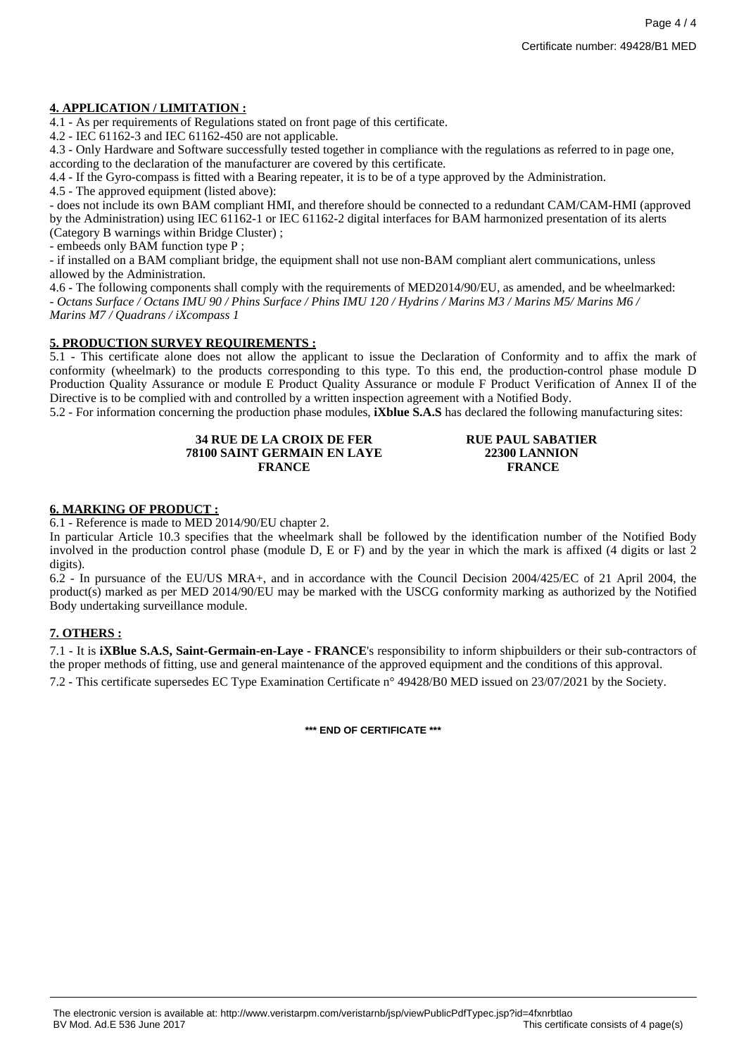## 4. APPLICATION / LIMITATION :

4.1 - As per requirements of Regulations stated on front page of this certificate.

4.2 - IEC 61162-3 and IEC 61162-450 are not applicable.

4.3 - Only Hardware and Software successfully tested together in compliance with the regulations as referred to in page one, according to the declaration of the manufacturer are covered by this certificate.

4.4 - If the Gyro-compass is fitted with a Bearing repeater, it is to be of a type approved by the Administration.

4.5 - The approved equipment (listed above):

- does not include its own BAM compliant HMI, and therefore should be connected to a redundant CAM/CAM-HMI (approved by the Administration) using IEC 61162-1 or IEC 61162-2 digital interfaces for BAM harmonized presentation of its alerts (Category B warnings within Bridge Cluster) ;
- embeeds only BAM function type P ;
- if installed on a BAM compliant bridge, the equipment shall not use non-BAM compliant alert communications, unless allowed by the Administration.

4.6 - The following components shall comply with the requirements of MED2014/90/EU, as amended, and be wheelmarked:

- *Octans Surface / Octans IMU 90 / Phins Surface / Phins IMU 120 / Hydrins / Marins M3 / Marins M5/ Marins M6 / Marins M7 / Quadrans / iXcompass 1*

## 5. PRODUCTION SURVEY REQUIREMENTS :

5.1 - This certificate alone does not allow the applicant to issue the Declaration of Conformity and to affix the mark of conformity (wheelmark) to the products corresponding to this type. To this end, the production-control phase module D Production Quality Assurance or module E Product Quality Assurance or module F Product Verification of Annex II of the Directive is to be complied with and controlled by a written inspection agreement with a Notified Body.

5.2 - For information concerning the production phase modules, **iXblue S.A.S** has declared the following manufacturing sites:

**34 RUE DE LA CROIX DE FER**
**78100 SAINT GERMAIN EN LAYE**
**FRANCE**

**RUE PAUL SABATIER**
**22300 LANNION**
**FRANCE**

## 6. MARKING OF PRODUCT :

6.1 - Reference is made to MED 2014/90/EU chapter 2.

In particular Article 10.3 specifies that the wheelmark shall be followed by the identification number of the Notified Body involved in the production control phase (module D, E or F) and by the year in which the mark is affixed (4 digits or last 2 digits).

6.2 - In pursuance of the EU/US MRA+, and in accordance with the Council Decision 2004/425/EC of 21 April 2004, the product(s) marked as per MED 2014/90/EU may be marked with the USCG conformity marking as authorized by the Notified Body undertaking surveillance module.

## 7. OTHERS :

7.1 - It is **iXBlue S.A.S, Saint-Germain-en-Laye - FRANCE**'s responsibility to inform shipbuilders or their sub-contractors of the proper methods of fitting, use and general maintenance of the approved equipment and the conditions of this approval.

7.2 - This certificate supersedes EC Type Examination Certificate n° 49428/B0 MED issued on 23/07/2021 by the Society.

**\*\*\* END OF CERTIFICATE \*\*\***